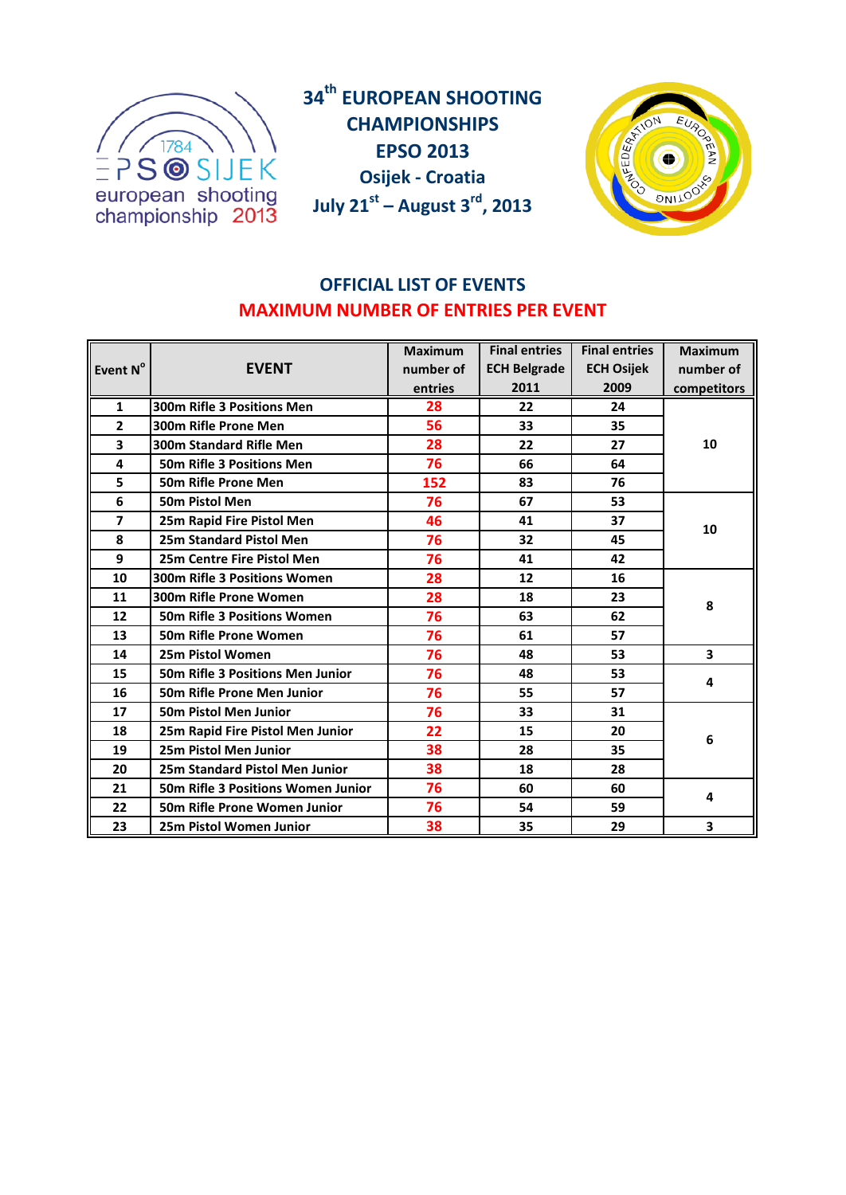# 34th EUROPEAN SHOOTING CHAMPIONSHIPS

## EPSO 2013

### Osijek - Croatia

### July 21st – August 3rd, 2013

## OFFICIAL LIST OF EVENTS

## MAXIMUM NUMBER OF ENTRIES PER EVENT

| Event N° | EVENT | Maximum number of entries | Final entries ECH Belgrade 2011 | Final entries ECH Osijek 2009 | Maximum number of competitors |
|---|---|---|---|---|---|
| 1 | 300m Rifle 3 Positions Men | 28 | 22 | 24 | 10 |
| 2 | 300m Rifle Prone Men | 56 | 33 | 35 | |
| 3 | 300m Standard Rifle Men | 28 | 22 | 27 | |
| 4 | 50m Rifle 3 Positions Men | 76 | 66 | 64 | |
| 5 | 50m Rifle Prone Men | 152 | 83 | 76 | |
| 6 | 50m Pistol Men | 76 | 67 | 53 | 10 |
| 7 | 25m Rapid Fire Pistol Men | 46 | 41 | 37 | |
| 8 | 25m Standard Pistol Men | 76 | 32 | 45 | |
| 9 | 25m Centre Fire Pistol Men | 76 | 41 | 42 | |
| 10 | 300m Rifle 3 Positions Women | 28 | 12 | 16 | 8 |
| 11 | 300m Rifle Prone Women | 28 | 18 | 23 | |
| 12 | 50m Rifle 3 Positions Women | 76 | 63 | 62 | |
| 13 | 50m Rifle Prone Women | 76 | 61 | 57 | |
| 14 | 25m Pistol Women | 76 | 48 | 53 | 3 |
| 15 | 50m Rifle 3 Positions Men Junior | 76 | 48 | 53 | 4 |
| 16 | 50m Rifle Prone Men Junior | 76 | 55 | 57 | |
| 17 | 50m Pistol Men Junior | 76 | 33 | 31 | 6 |
| 18 | 25m Rapid Fire Pistol Men Junior | 22 | 15 | 20 | |
| 19 | 25m Pistol Men Junior | 38 | 28 | 35 | |
| 20 | 25m Standard Pistol Men Junior | 38 | 18 | 28 | |
| 21 | 50m Rifle 3 Positions Women Junior | 76 | 60 | 60 | 4 |
| 22 | 50m Rifle Prone Women Junior | 76 | 54 | 59 | |
| 23 | 25m Pistol Women Junior | 38 | 35 | 29 | 3 |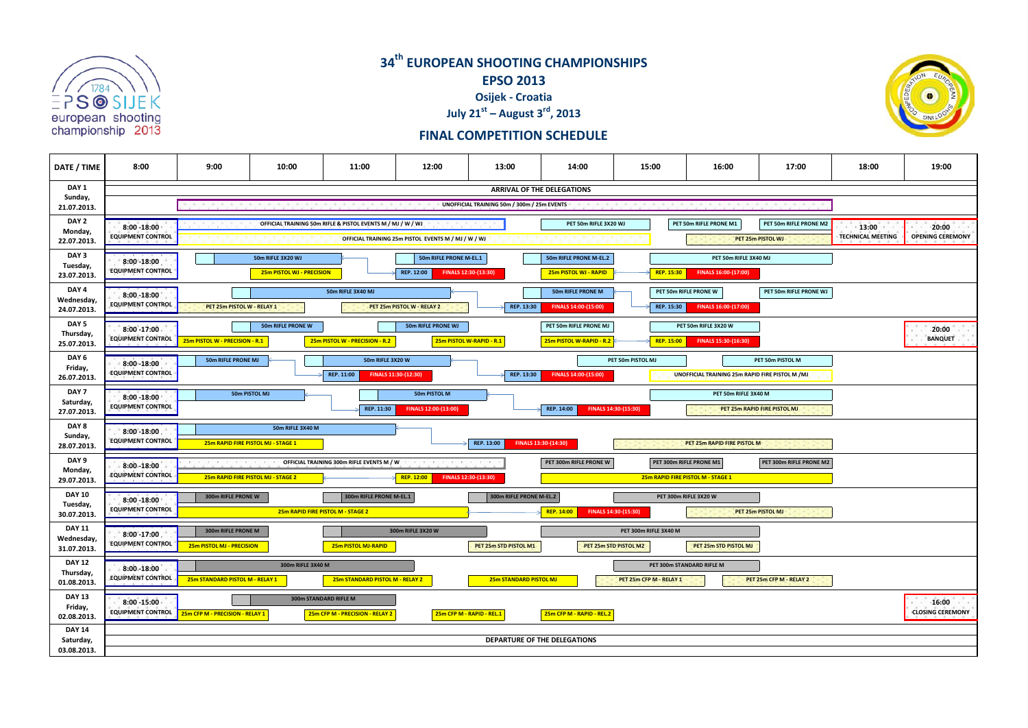# 34th EUROPEAN SHOOTING CHAMPIONSHIPS

## EPSO 2013

### Osijek - Croatia

### July 21st – August 3rd, 2013

## FINAL COMPETITION SCHEDULE

| DATE / TIME | 8:00 | 9:00 | 10:00 | 11:00 | 12:00 | 13:00 | 14:00 | 15:00 | 16:00 | 17:00 | 18:00 | 19:00 |
|---|---|---|---|---|---|---|---|---|---|---|---|---|
| DAY 1 Sunday, 21.07.2013. | ARRIVAL OF THE DELEGATIONS; UNOFFICIAL TRAINING 50m / 300m / 25m EVENTS | | | | | | | | | | | |
| DAY 2 Monday, 22.07.2013. | 8:00 -18:00 EQUIPMENT CONTROL | OFFICIAL TRAINING 50m RIFLE & PISTOL EVENTS M / MJ / W / WJ; OFFICIAL TRAINING 25m PISTOL EVENTS M / MJ / W / WJ | | | | | PET 50m RIFLE 3X20 WJ | | PET 50m RIFLE PRONE M1; PET 25m PISTOL WJ | PET 50m RIFLE PRONE M2 | 13:00 TECHNICAL MEETING | 20:00 OPENING CEREMONY |
| DAY 3 Tuesday, 23.07.2013. | 8:00 -18:00 EQUIPMENT CONTROL | 50m RIFLE 3X20 WJ; 25m PISTOL WJ - PRECISION | | | 50m RIFLE PRONE M-EL.1; REP. 12:00 | FINALS 12:30-(13:30) | 50m RIFLE PRONE M-EL.2; 25m PISTOL WJ - RAPID | REP. 15:30 | PET 50m RIFLE 3X40 MJ; FINALS 16:00-(17:00) | | | |
| DAY 4 Wednesday, 24.07.2013. | 8:00 -18:00 EQUIPMENT CONTROL | PET 25m PISTOL W - RELAY 1 | | 50m RIFLE 3X40 MJ | PET 25m PISTOL W - RELAY 2 | REP. 13:30 | 50m RIFLE PRONE M; FINALS 14:00-(15:00) | PET 50m RIFLE PRONE W; REP. 15:30 | FINALS 16:00-(17:00) | PET 50m RIFLE PRONE WJ | | |
| DAY 5 Thursday, 25.07.2013. | 8:00 -17:00 EQUIPMENT CONTROL | 25m PISTOL W - PRECISION - R.1 | 50m RIFLE PRONE W | 25m PISTOL W - PRECISION - R.2 | 50m RIFLE PRONE WJ; 25m PISTOL W-RAPID - R.1 | | PET 50m RIFLE PRONE MJ; 25m PISTOL W-RAPID - R.2 | PET 50m RIFLE 3X20 W; REP. 15:00 | FINALS 15:30-(16:30) | | | 20:00 BANQUET |
| DAY 6 Friday, 26.07.2013. | 8:00 -18:00 EQUIPMENT CONTROL | 50m RIFLE PRONE MJ | | REP. 11:00 | 50m RIFLE 3X20 W; FINALS 11:30-(12:30) | REP. 13:30 | FINALS 14:00-(15:00) | PET 50m PISTOL MJ | UNOFFICIAL TRAINING 25m RAPID FIRE PISTOL M /MJ | PET 50m PISTOL M | | |
| DAY 7 Saturday, 27.07.2013. | 8:00 -18:00 EQUIPMENT CONTROL | 50m PISTOL MJ | | | REP. 11:30; 50m PISTOL M; FINALS 12:00-(13:00) | | REP. 14:00; FINALS 14:30-(15:30) | | PET 50m RIFLE 3X40 M; PET 25m RAPID FIRE PISTOL MJ | | | |
| DAY 8 Sunday, 28.07.2013. | 8:00 -18:00 EQUIPMENT CONTROL | 25m RAPID FIRE PISTOL MJ - STAGE 1 | 50m RIFLE 3X40 M | | | REP. 13:00 | FINALS 13:30-(14:30) | | PET 25m RAPID FIRE PISTOL M | | | |
| DAY 9 Monday, 29.07.2013. | 8:00 -18:00 EQUIPMENT CONTROL | OFFICIAL TRAINING 300m RIFLE EVENTS M / W; 25m RAPID FIRE PISTOL MJ - STAGE 2 | | | REP. 12:00 | FINALS 12:30-(13:30) | PET 300m RIFLE PRONE W; 25m RAPID FIRE PISTOL M - STAGE 1 | PET 300m RIFLE PRONE M1 | | PET 300m RIFLE PRONE M2 | | |
| DAY 10 Tuesday, 30.07.2013. | 8:00 -18:00 EQUIPMENT CONTROL | 300m RIFLE PRONE W; 25m RAPID FIRE PISTOL M - STAGE 2 | | 300m RIFLE PRONE M-EL.1 | | 300m RIFLE PRONE M-EL.2 | REP. 14:00; FINALS 14:30-(15:30) | PET 300m RIFLE 3X20 W | PET 25m PISTOL MJ | | | |
| DAY 11 Wednesday, 31.07.2013. | 8:00 -17:00 EQUIPMENT CONTROL | 300m RIFLE PRONE M; 25m PISTOL MJ - PRECISION | | 25m PISTOL MJ-RAPID | 300m RIFLE 3X20 W | PET 25m STD PISTOL M1 | PET 25m STD PISTOL M2 | PET 300m RIFLE 3X40 M | PET 25m STD PISTOL MJ | | | |
| DAY 12 Thursday, 01.08.2013. | 8:00 -18:00 EQUIPMENT CONTROL | 25m STANDARD PISTOL M - RELAY 1 | 300m RIFLE 3X40 M | 25m STANDARD PISTOL M - RELAY 2 | | 25m STANDARD PISTOL MJ | | PET 25m CFP M - RELAY 1 | PET 300m STANDARD RIFLE M | PET 25m CFP M - RELAY 2 | | |
| DAY 13 Friday, 02.08.2013. | 8:00 -15:00 EQUIPMENT CONTROL | 25m CFP M - PRECISION - RELAY 1 | 300m RIFLE STANDARD RIFLE M | 25m CFP M - PRECISION - RELAY 2 | 25m CFP M - RAPID - REL.1 | | 25m CFP M - RAPID - REL.2 | | | | | 16:00 CLOSING CEREMONY |
| DAY 14 Saturday, 03.08.2013. | DEPARTURE OF THE DELEGATIONS | | | | | | | | | | | |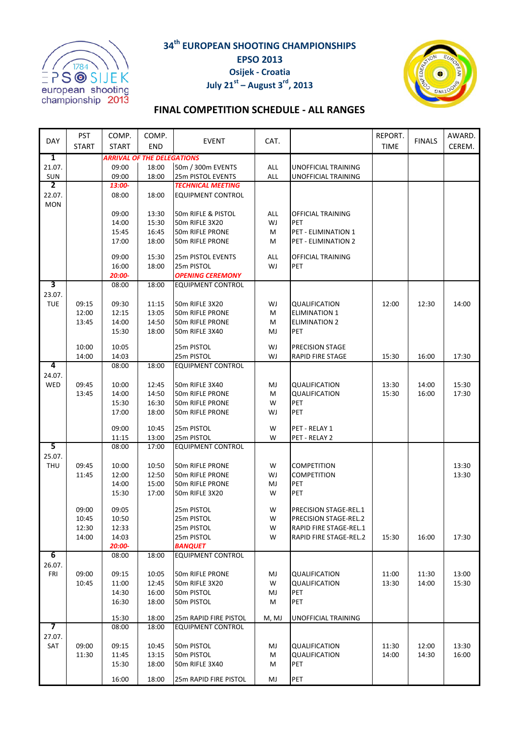# 34th EUROPEAN SHOOTING CHAMPIONSHIPS

**EPSO 2013**

**Osijek - Croatia**

**July 21st – August 3rd, 2013**

## FINAL COMPETITION SCHEDULE - ALL RANGES

| DAY | PST START | COMP. START | COMP. END | EVENT | CAT. | | REPORT. TIME | FINALS | AWARD. CEREM. |
|---|---|---|---|---|---|---|---|---|---|
| **1** | | ***ARRIVAL OF THE DELEGATIONS*** | | | | | | | |
| 21.07. | | 09:00 | 18:00 | 50m / 300m EVENTS | ALL | UNOFFICIAL TRAINING | | | |
| SUN | | 09:00 | 18:00 | 25m PISTOL EVENTS | ALL | UNOFFICIAL TRAINING | | | |
| **2** | | ***13:00-*** | | ***TECHNICAL MEETING*** | | | | | |
| 22.07. | | 08:00 | 18:00 | EQUIPMENT CONTROL | | | | | |
| MON | | | | | | | | | |
| | | 09:00 | 13:30 | 50m RIFLE & PISTOL | ALL | OFFICIAL TRAINING | | | |
| | | 14:00 | 15:30 | 50m RIFLE 3X20 | WJ | PET | | | |
| | | 15:45 | 16:45 | 50m RIFLE PRONE | M | PET - ELIMINATION 1 | | | |
| | | 17:00 | 18:00 | 50m RIFLE PRONE | M | PET - ELIMINATION 2 | | | |
| | | 09:00 | 15:30 | 25m PISTOL EVENTS | ALL | OFFICIAL TRAINING | | | |
| | | 16:00 | 18:00 | 25m PISTOL | WJ | PET | | | |
| | | ***20:00-*** | | ***OPENING CEREMONY*** | | | | | |
| **3** | | 08:00 | 18:00 | EQUIPMENT CONTROL | | | | | |
| 23.07. | | | | | | | | | |
| TUE | 09:15 | 09:30 | 11:15 | 50m RIFLE 3X20 | WJ | QUALIFICATION | 12:00 | 12:30 | 14:00 |
| | 12:00 | 12:15 | 13:05 | 50m RIFLE PRONE | M | ELIMINATION 1 | | | |
| | 13:45 | 14:00 | 14:50 | 50m RIFLE PRONE | M | ELIMINATION 2 | | | |
| | | 15:30 | 18:00 | 50m RIFLE 3X40 | MJ | PET | | | |
| | 10:00 | 10:05 | | 25m PISTOL | WJ | PRECISION STAGE | | | |
| | 14:00 | 14:03 | | 25m PISTOL | WJ | RAPID FIRE STAGE | 15:30 | 16:00 | 17:30 |
| **4** | | 08:00 | 18:00 | EQUIPMENT CONTROL | | | | | |
| 24.07. | | | | | | | | | |
| WED | 09:45 | 10:00 | 12:45 | 50m RIFLE 3X40 | MJ | QUALIFICATION | 13:30 | 14:00 | 15:30 |
| | 13:45 | 14:00 | 14:50 | 50m RIFLE PRONE | M | QUALIFICATION | 15:30 | 16:00 | 17:30 |
| | | 15:30 | 16:30 | 50m RIFLE PRONE | W | PET | | | |
| | | 17:00 | 18:00 | 50m RIFLE PRONE | WJ | PET | | | |
| | | 09:00 | 10:45 | 25m PISTOL | W | PET - RELAY 1 | | | |
| | | 11:15 | 13:00 | 25m PISTOL | W | PET - RELAY 2 | | | |
| **5** | | 08:00 | 17:00 | EQUIPMENT CONTROL | | | | | |
| 25.07. | | | | | | | | | |
| THU | 09:45 | 10:00 | 10:50 | 50m RIFLE PRONE | W | COMPETITION | | | 13:30 |
| | 11:45 | 12:00 | 12:50 | 50m RIFLE PRONE | WJ | COMPETITION | | | 13:30 |
| | | 14:00 | 15:00 | 50m RIFLE PRONE | MJ | PET | | | |
| | | 15:30 | 17:00 | 50m RIFLE 3X20 | W | PET | | | |
| | 09:00 | 09:05 | | 25m PISTOL | W | PRECISION STAGE-REL.1 | | | |
| | 10:45 | 10:50 | | 25m PISTOL | W | PRECISION STAGE-REL.2 | | | |
| | 12:30 | 12:33 | | 25m PISTOL | W | RAPID FIRE STAGE-REL.1 | | | |
| | 14:00 | 14:03 | | 25m PISTOL | W | RAPID FIRE STAGE-REL.2 | 15:30 | 16:00 | 17:30 |
| | | ***20:00-*** | | ***BANQUET*** | | | | | |
| **6** | | 08:00 | 18:00 | EQUIPMENT CONTROL | | | | | |
| 26.07. | | | | | | | | | |
| FRI | 09:00 | 09:15 | 10:05 | 50m RIFLE PRONE | MJ | QUALIFICATION | 11:00 | 11:30 | 13:00 |
| | 10:45 | 11:00 | 12:45 | 50m RIFLE 3X20 | W | QUALIFICATION | 13:30 | 14:00 | 15:30 |
| | | 14:30 | 16:00 | 50m PISTOL | MJ | PET | | | |
| | | 16:30 | 18:00 | 50m PISTOL | M | PET | | | |
| | | 15:30 | 18:00 | 25m RAPID FIRE PISTOL | M, MJ | UNOFFICIAL TRAINING | | | |
| **7** | | 08:00 | 18:00 | EQUIPMENT CONTROL | | | | | |
| 27.07. | | | | | | | | | |
| SAT | 09:00 | 09:15 | 10:45 | 50m PISTOL | MJ | QUALIFICATION | 11:30 | 12:00 | 13:30 |
| | 11:30 | 11:45 | 13:15 | 50m PISTOL | M | QUALIFICATION | 14:00 | 14:30 | 16:00 |
| | | 15:30 | 18:00 | 50m RIFLE 3X40 | M | PET | | | |
| | | 16:00 | 18:00 | 25m RAPID FIRE PISTOL | MJ | PET | | | |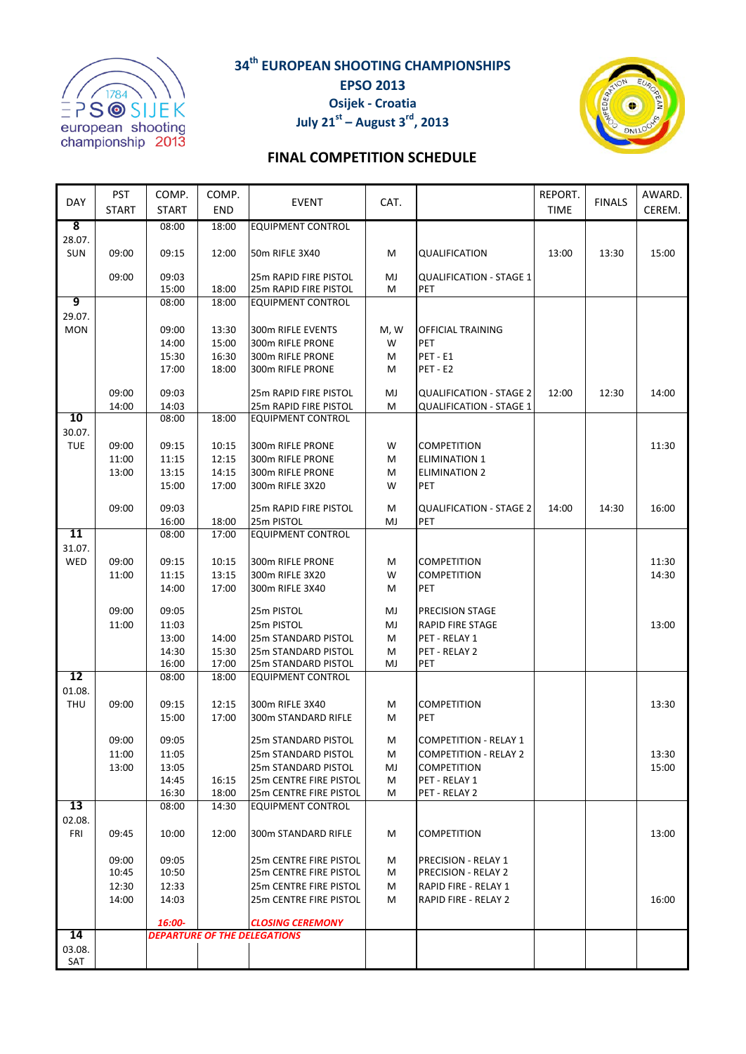# 34th EUROPEAN SHOOTING CHAMPIONSHIPS

## EPSO 2013

### Osijek - Croatia

### July 21st – August 3rd, 2013

## FINAL COMPETITION SCHEDULE

| DAY | PST START | COMP. START | COMP. END | EVENT | CAT. | | REPORT. TIME | FINALS | AWARD. CEREM. |
|---|---|---|---|---|---|---|---|---|---|
| 8 | | 08:00 | 18:00 | EQUIPMENT CONTROL | | | | | |
| 28.07. | | | | | | | | | |
| SUN | 09:00 | 09:15 | 12:00 | 50m RIFLE 3X40 | M | QUALIFICATION | 13:00 | 13:30 | 15:00 |
| | 09:00 | 09:03 | | 25m RAPID FIRE PISTOL | MJ | QUALIFICATION - STAGE 1 | | | |
| | | 15:00 | 18:00 | 25m RAPID FIRE PISTOL | M | PET | | | |
| 9 | | 08:00 | 18:00 | EQUIPMENT CONTROL | | | | | |
| 29.07. | | | | | | | | | |
| MON | | 09:00 | 13:30 | 300m RIFLE EVENTS | M, W | OFFICIAL TRAINING | | | |
| | | 14:00 | 15:00 | 300m RIFLE PRONE | W | PET | | | |
| | | 15:30 | 16:30 | 300m RIFLE PRONE | M | PET - E1 | | | |
| | | 17:00 | 18:00 | 300m RIFLE PRONE | M | PET - E2 | | | |
| | 09:00 | 09:03 | | 25m RAPID FIRE PISTOL | MJ | QUALIFICATION - STAGE 2 | 12:00 | 12:30 | 14:00 |
| | 14:00 | 14:03 | | 25m RAPID FIRE PISTOL | M | QUALIFICATION - STAGE 1 | | | |
| 10 | | 08:00 | 18:00 | EQUIPMENT CONTROL | | | | | |
| 30.07. | | | | | | | | | |
| TUE | 09:00 | 09:15 | 10:15 | 300m RIFLE PRONE | W | COMPETITION | | | 11:30 |
| | 11:00 | 11:15 | 12:15 | 300m RIFLE PRONE | M | ELIMINATION 1 | | | |
| | 13:00 | 13:15 | 14:15 | 300m RIFLE PRONE | M | ELIMINATION 2 | | | |
| | | 15:00 | 17:00 | 300m RIFLE 3X20 | W | PET | | | |
| | 09:00 | 09:03 | | 25m RAPID FIRE PISTOL | M | QUALIFICATION - STAGE 2 | 14:00 | 14:30 | 16:00 |
| | | 16:00 | 18:00 | 25m PISTOL | MJ | PET | | | |
| 11 | | 08:00 | 17:00 | EQUIPMENT CONTROL | | | | | |
| 31.07. | | | | | | | | | |
| WED | 09:00 | 09:15 | 10:15 | 300m RIFLE PRONE | M | COMPETITION | | | 11:30 |
| | 11:00 | 11:15 | 13:15 | 300m RIFLE 3X20 | W | COMPETITION | | | 14:30 |
| | | 14:00 | 17:00 | 300m RIFLE 3X40 | M | PET | | | |
| | 09:00 | 09:05 | | 25m PISTOL | MJ | PRECISION STAGE | | | |
| | 11:00 | 11:03 | | 25m PISTOL | MJ | RAPID FIRE STAGE | | | 13:00 |
| | | 13:00 | 14:00 | 25m STANDARD PISTOL | M | PET - RELAY 1 | | | |
| | | 14:30 | 15:30 | 25m STANDARD PISTOL | M | PET - RELAY 2 | | | |
| | | 16:00 | 17:00 | 25m STANDARD PISTOL | MJ | PET | | | |
| 12 | | 08:00 | 18:00 | EQUIPMENT CONTROL | | | | | |
| 01.08. | | | | | | | | | |
| THU | 09:00 | 09:15 | 12:15 | 300m RIFLE 3X40 | M | COMPETITION | | | 13:30 |
| | | 15:00 | 17:00 | 300m STANDARD RIFLE | M | PET | | | |
| | 09:00 | 09:05 | | 25m STANDARD PISTOL | M | COMPETITION - RELAY 1 | | | |
| | 11:00 | 11:05 | | 25m STANDARD PISTOL | M | COMPETITION - RELAY 2 | | | 13:30 |
| | 13:00 | 13:05 | | 25m STANDARD PISTOL | MJ | COMPETITION | | | 15:00 |
| | | 14:45 | 16:15 | 25m CENTRE FIRE PISTOL | M | PET - RELAY 1 | | | |
| | | 16:30 | 18:00 | 25m CENTRE FIRE PISTOL | M | PET - RELAY 2 | | | |
| 13 | | 08:00 | 14:30 | EQUIPMENT CONTROL | | | | | |
| 02.08. | | | | | | | | | |
| FRI | 09:45 | 10:00 | 12:00 | 300m STANDARD RIFLE | M | COMPETITION | | | 13:00 |
| | 09:00 | 09:05 | | 25m CENTRE FIRE PISTOL | M | PRECISION - RELAY 1 | | | |
| | 10:45 | 10:50 | | 25m CENTRE FIRE PISTOL | M | PRECISION - RELAY 2 | | | |
| | 12:30 | 12:33 | | 25m CENTRE FIRE PISTOL | M | RAPID FIRE - RELAY 1 | | | |
| | 14:00 | 14:03 | | 25m CENTRE FIRE PISTOL | M | RAPID FIRE - RELAY 2 | | | 16:00 |
| | | *16:00-* | | *CLOSING CEREMONY* | | | | | |
| 14 | | *DEPARTURE OF THE DELEGATIONS* | | | | | | | |
| 03.08. | | | | | | | | | |
| SAT | | | | | | | | | |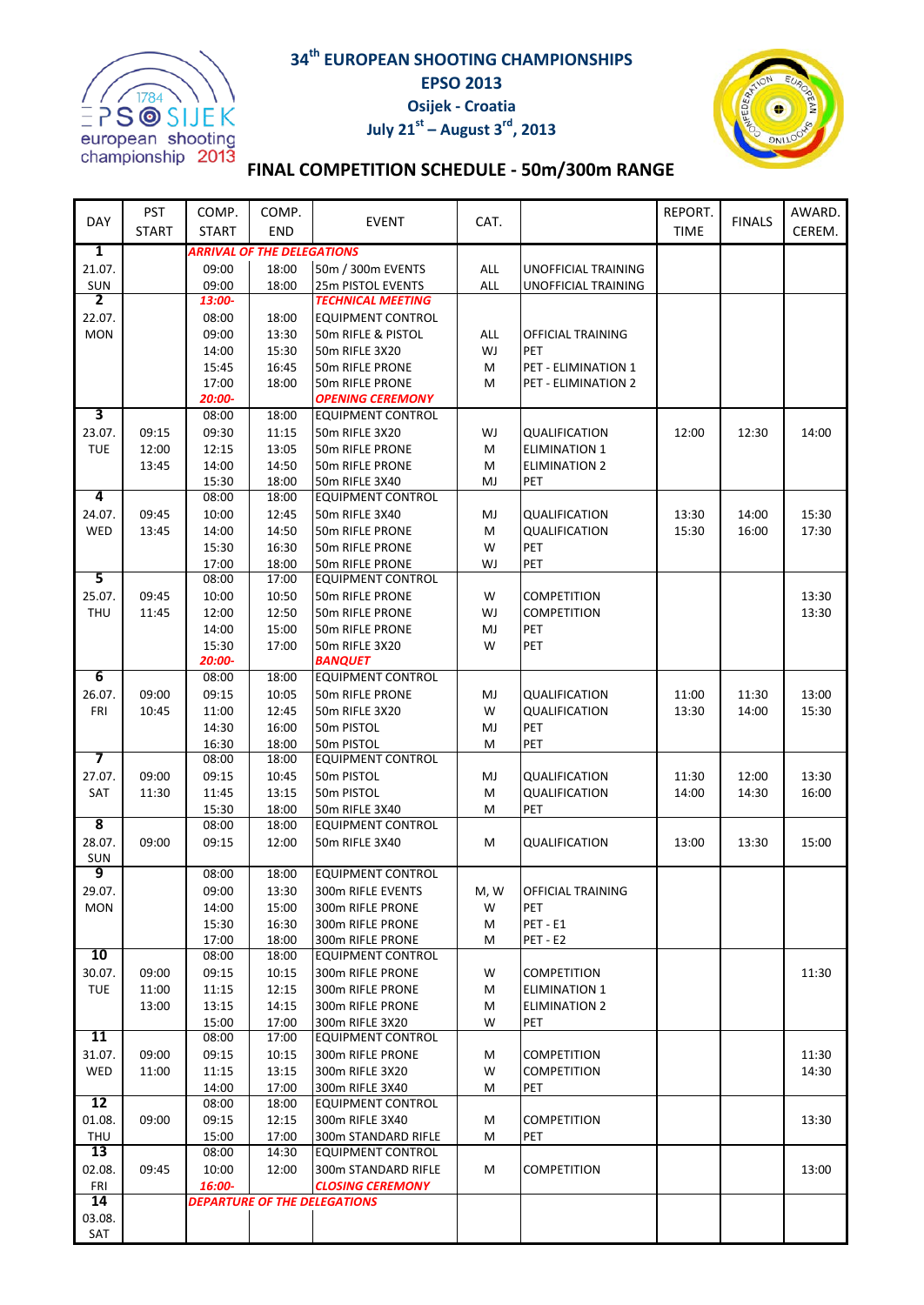# 34th EUROPEAN SHOOTING CHAMPIONSHIPS

## EPSO 2013

### Osijek - Croatia

### July 21st – August 3rd, 2013

## FINAL COMPETITION SCHEDULE - 50m/300m RANGE

| DAY | PST START | COMP. START | COMP. END | EVENT | CAT. | | REPORT. TIME | FINALS | AWARD. CEREM. |
|---|---|---|---|---|---|---|---|---|---|
| 1 | | *ARRIVAL OF THE DELEGATIONS* | | | | | | | |
| 21.07. | | 09:00 | 18:00 | 50m / 300m EVENTS | ALL | UNOFFICIAL TRAINING | | | |
| SUN | | 09:00 | 18:00 | 25m PISTOL EVENTS | ALL | UNOFFICIAL TRAINING | | | |
| 2 | | *13:00-* | | *TECHNICAL MEETING* | | | | | |
| 22.07. | | 08:00 | 18:00 | EQUIPMENT CONTROL | | | | | |
| MON | | 09:00 | 13:30 | 50m RIFLE & PISTOL | ALL | OFFICIAL TRAINING | | | |
| | | 14:00 | 15:30 | 50m RIFLE 3X20 | WJ | PET | | | |
| | | 15:45 | 16:45 | 50m RIFLE PRONE | M | PET - ELIMINATION 1 | | | |
| | | 17:00 | 18:00 | 50m RIFLE PRONE | M | PET - ELIMINATION 2 | | | |
| | | *20:00-* | | *OPENING CEREMONY* | | | | | |
| 3 | | 08:00 | 18:00 | EQUIPMENT CONTROL | | | | | |
| 23.07. | 09:15 | 09:30 | 11:15 | 50m RIFLE 3X20 | WJ | QUALIFICATION | 12:00 | 12:30 | 14:00 |
| TUE | 12:00 | 12:15 | 13:05 | 50m RIFLE PRONE | M | ELIMINATION 1 | | | |
| | 13:45 | 14:00 | 14:50 | 50m RIFLE PRONE | M | ELIMINATION 2 | | | |
| | | 15:30 | 18:00 | 50m RIFLE 3X40 | MJ | PET | | | |
| 4 | | 08:00 | 18:00 | EQUIPMENT CONTROL | | | | | |
| 24.07. | 09:45 | 10:00 | 12:45 | 50m RIFLE 3X40 | MJ | QUALIFICATION | 13:30 | 14:00 | 15:30 |
| WED | 13:45 | 14:00 | 14:50 | 50m RIFLE PRONE | M | QUALIFICATION | 15:30 | 16:00 | 17:30 |
| | | 15:30 | 16:30 | 50m RIFLE PRONE | W | PET | | | |
| | | 17:00 | 18:00 | 50m RIFLE PRONE | WJ | PET | | | |
| 5 | | 08:00 | 17:00 | EQUIPMENT CONTROL | | | | | |
| 25.07. | 09:45 | 10:00 | 10:50 | 50m RIFLE PRONE | W | COMPETITION | | | 13:30 |
| THU | 11:45 | 12:00 | 12:50 | 50m RIFLE PRONE | WJ | COMPETITION | | | 13:30 |
| | | 14:00 | 15:00 | 50m RIFLE PRONE | MJ | PET | | | |
| | | 15:30 | 17:00 | 50m RIFLE 3X20 | W | PET | | | |
| | | *20:00-* | | *BANQUET* | | | | | |
| 6 | | 08:00 | 18:00 | EQUIPMENT CONTROL | | | | | |
| 26.07. | 09:00 | 09:15 | 10:05 | 50m RIFLE PRONE | MJ | QUALIFICATION | 11:00 | 11:30 | 13:00 |
| FRI | 10:45 | 11:00 | 12:45 | 50m RIFLE 3X20 | W | QUALIFICATION | 13:30 | 14:00 | 15:30 |
| | | 14:30 | 16:00 | 50m PISTOL | MJ | PET | | | |
| | | 16:30 | 18:00 | 50m PISTOL | M | PET | | | |
| 7 | | 08:00 | 18:00 | EQUIPMENT CONTROL | | | | | |
| 27.07. | 09:00 | 09:15 | 10:45 | 50m PISTOL | MJ | QUALIFICATION | 11:30 | 12:00 | 13:30 |
| SAT | 11:30 | 11:45 | 13:15 | 50m PISTOL | M | QUALIFICATION | 14:00 | 14:30 | 16:00 |
| | | 15:30 | 18:00 | 50m RIFLE 3X40 | M | PET | | | |
| 8 | | 08:00 | 18:00 | EQUIPMENT CONTROL | | | | | |
| 28.07. | 09:00 | 09:15 | 12:00 | 50m RIFLE 3X40 | M | QUALIFICATION | 13:00 | 13:30 | 15:00 |
| SUN | | | | | | | | | |
| 9 | | 08:00 | 18:00 | EQUIPMENT CONTROL | | | | | |
| 29.07. | | 09:00 | 13:30 | 300m RIFLE EVENTS | M, W | OFFICIAL TRAINING | | | |
| MON | | 14:00 | 15:00 | 300m RIFLE PRONE | W | PET | | | |
| | | 15:30 | 16:30 | 300m RIFLE PRONE | M | PET - E1 | | | |
| | | 17:00 | 18:00 | 300m RIFLE PRONE | M | PET - E2 | | | |
| 10 | | 08:00 | 18:00 | EQUIPMENT CONTROL | | | | | |
| 30.07. | 09:00 | 09:15 | 10:15 | 300m RIFLE PRONE | W | COMPETITION | | | 11:30 |
| TUE | 11:00 | 11:15 | 12:15 | 300m RIFLE PRONE | M | ELIMINATION 1 | | | |
| | 13:00 | 13:15 | 14:15 | 300m RIFLE PRONE | M | ELIMINATION 2 | | | |
| | | 15:00 | 17:00 | 300m RIFLE 3X20 | W | PET | | | |
| 11 | | 08:00 | 17:00 | EQUIPMENT CONTROL | | | | | |
| 31.07. | 09:00 | 09:15 | 10:15 | 300m RIFLE PRONE | M | COMPETITION | | | 11:30 |
| WED | 11:00 | 11:15 | 13:15 | 300m RIFLE 3X20 | W | COMPETITION | | | 14:30 |
| | | 14:00 | 17:00 | 300m RIFLE 3X40 | M | PET | | | |
| 12 | | 08:00 | 18:00 | EQUIPMENT CONTROL | | | | | |
| 01.08. | 09:00 | 09:15 | 12:15 | 300m RIFLE 3X40 | M | COMPETITION | | | 13:30 |
| THU | | 15:00 | 17:00 | 300m STANDARD RIFLE | M | PET | | | |
| 13 | | 08:00 | 14:30 | EQUIPMENT CONTROL | | | | | |
| 02.08. | 09:45 | 10:00 | 12:00 | 300m STANDARD RIFLE | M | COMPETITION | | | 13:00 |
| FRI | | *16:00-* | | *CLOSING CEREMONY* | | | | | |
| 14 | | *DEPARTURE OF THE DELEGATIONS* | | | | | | | |
| 03.08. | | | | | | | | | |
| SAT | | | | | | | | | |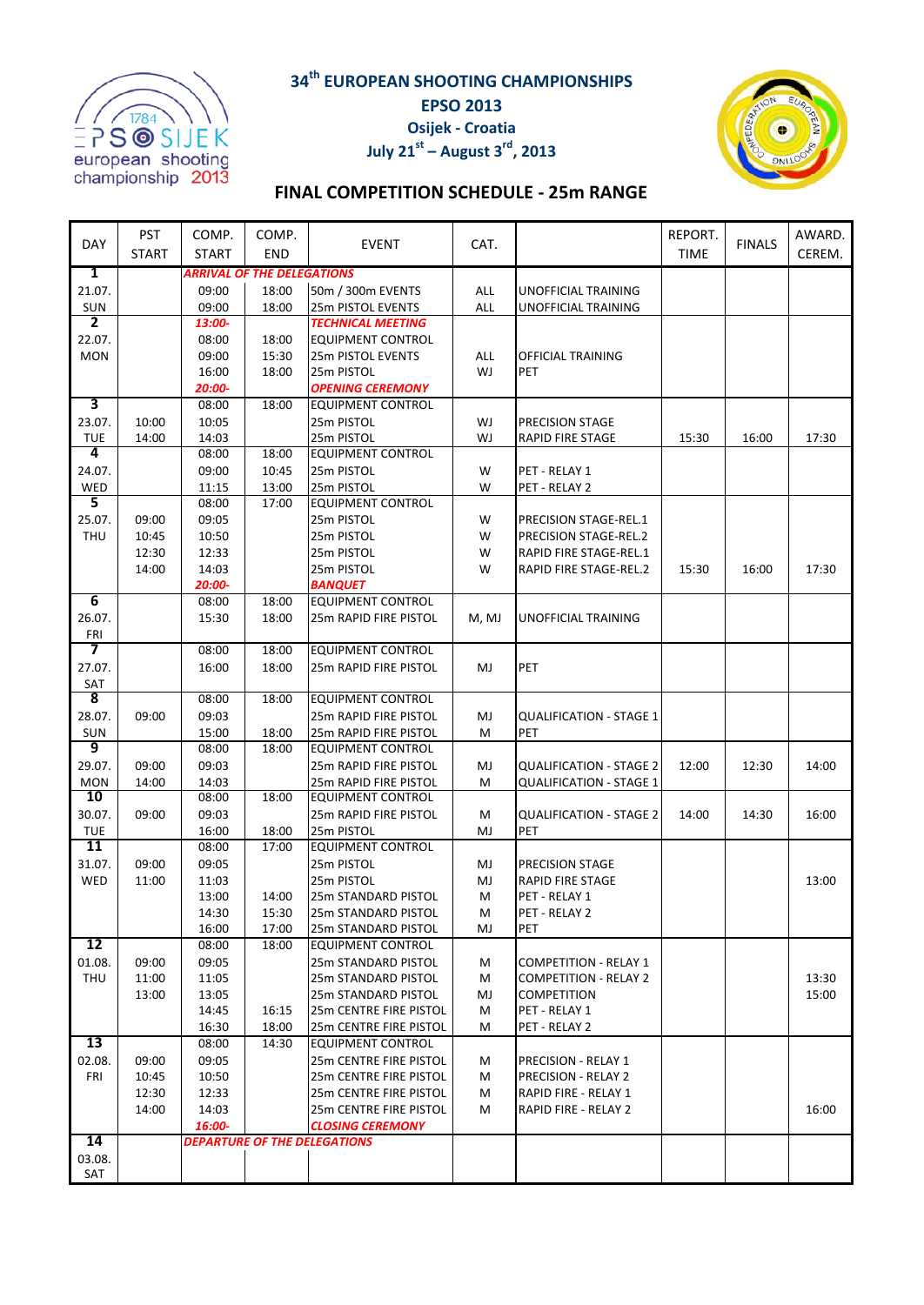# 34th EUROPEAN SHOOTING CHAMPIONSHIPS

## EPSO 2013

## Osijek - Croatia

## July 21st – August 3rd, 2013

1784 EPSO OSIJEK european shooting championship 2013

## FINAL COMPETITION SCHEDULE - 25m RANGE

| DAY | PST START | COMP. START | COMP. END | EVENT | CAT. | | REPORT. TIME | FINALS | AWARD. CEREM. |
|---|---|---|---|---|---|---|---|---|---|
| 1 | | ARRIVAL OF THE DELEGATIONS | | | | | | | |
| 21.07. | | 09:00 | 18:00 | 50m / 300m EVENTS | ALL | UNOFFICIAL TRAINING | | | |
| SUN | | 09:00 | 18:00 | 25m PISTOL EVENTS | ALL | UNOFFICIAL TRAINING | | | |
| 2 | | 13:00- | | TECHNICAL MEETING | | | | | |
| 22.07. | | 08:00 | 18:00 | EQUIPMENT CONTROL | | | | | |
| MON | | 09:00 | 15:30 | 25m PISTOL EVENTS | ALL | OFFICIAL TRAINING | | | |
| | | 16:00 | 18:00 | 25m PISTOL | WJ | PET | | | |
| | | 20:00- | | OPENING CEREMONY | | | | | |
| 3 | | 08:00 | 18:00 | EQUIPMENT CONTROL | | | | | |
| 23.07. | 10:00 | 10:05 | | 25m PISTOL | WJ | PRECISION STAGE | | | |
| TUE | 14:00 | 14:03 | | 25m PISTOL | WJ | RAPID FIRE STAGE | 15:30 | 16:00 | 17:30 |
| 4 | | 08:00 | 18:00 | EQUIPMENT CONTROL | | | | | |
| 24.07. | | 09:00 | 10:45 | 25m PISTOL | W | PET - RELAY 1 | | | |
| WED | | 11:15 | 13:00 | 25m PISTOL | W | PET - RELAY 2 | | | |
| 5 | | 08:00 | 17:00 | EQUIPMENT CONTROL | | | | | |
| 25.07. | 09:00 | 09:05 | | 25m PISTOL | W | PRECISION STAGE-REL.1 | | | |
| THU | 10:45 | 10:50 | | 25m PISTOL | W | PRECISION STAGE-REL.2 | | | |
| | 12:30 | 12:33 | | 25m PISTOL | W | RAPID FIRE STAGE-REL.1 | | | |
| | 14:00 | 14:03 | | 25m PISTOL | W | RAPID FIRE STAGE-REL.2 | 15:30 | 16:00 | 17:30 |
| | | 20:00- | | BANQUET | | | | | |
| 6 | | 08:00 | 18:00 | EQUIPMENT CONTROL | | | | | |
| 26.07. | | 15:30 | 18:00 | 25m RAPID FIRE PISTOL | M, MJ | UNOFFICIAL TRAINING | | | |
| FRI | | | | | | | | | |
| 7 | | 08:00 | 18:00 | EQUIPMENT CONTROL | | | | | |
| 27.07. | | 16:00 | 18:00 | 25m RAPID FIRE PISTOL | MJ | PET | | | |
| SAT | | | | | | | | | |
| 8 | | 08:00 | 18:00 | EQUIPMENT CONTROL | | | | | |
| 28.07. | 09:00 | 09:03 | | 25m RAPID FIRE PISTOL | MJ | QUALIFICATION - STAGE 1 | | | |
| SUN | | 15:00 | 18:00 | 25m RAPID FIRE PISTOL | M | PET | | | |
| 9 | | 08:00 | 18:00 | EQUIPMENT CONTROL | | | | | |
| 29.07. | 09:00 | 09:03 | | 25m RAPID FIRE PISTOL | MJ | QUALIFICATION - STAGE 2 | 12:00 | 12:30 | 14:00 |
| MON | 14:00 | 14:03 | | 25m RAPID FIRE PISTOL | M | QUALIFICATION - STAGE 1 | | | |
| 10 | | 08:00 | 18:00 | EQUIPMENT CONTROL | | | | | |
| 30.07. | 09:00 | 09:03 | | 25m RAPID FIRE PISTOL | M | QUALIFICATION - STAGE 2 | 14:00 | 14:30 | 16:00 |
| TUE | | 16:00 | 18:00 | 25m PISTOL | MJ | PET | | | |
| 11 | | 08:00 | 17:00 | EQUIPMENT CONTROL | | | | | |
| 31.07. | 09:00 | 09:05 | | 25m PISTOL | MJ | PRECISION STAGE | | | |
| WED | 11:00 | 11:03 | | 25m PISTOL | MJ | RAPID FIRE STAGE | | | 13:00 |
| | | 13:00 | 14:00 | 25m STANDARD PISTOL | M | PET - RELAY 1 | | | |
| | | 14:30 | 15:30 | 25m STANDARD PISTOL | M | PET - RELAY 2 | | | |
| | | 16:00 | 17:00 | 25m STANDARD PISTOL | MJ | PET | | | |
| 12 | | 08:00 | 18:00 | EQUIPMENT CONTROL | | | | | |
| 01.08. | 09:00 | 09:05 | | 25m STANDARD PISTOL | M | COMPETITION - RELAY 1 | | | |
| THU | 11:00 | 11:05 | | 25m STANDARD PISTOL | M | COMPETITION - RELAY 2 | | | 13:30 |
| | 13:00 | 13:05 | | 25m STANDARD PISTOL | MJ | COMPETITION | | | 15:00 |
| | | 14:45 | 16:15 | 25m CENTRE FIRE PISTOL | M | PET - RELAY 1 | | | |
| | | 16:30 | 18:00 | 25m CENTRE FIRE PISTOL | M | PET - RELAY 2 | | | |
| 13 | | 08:00 | 14:30 | EQUIPMENT CONTROL | | | | | |
| 02.08. | 09:00 | 09:05 | | 25m CENTRE FIRE PISTOL | M | PRECISION - RELAY 1 | | | |
| FRI | 10:45 | 10:50 | | 25m CENTRE FIRE PISTOL | M | PRECISION - RELAY 2 | | | |
| | 12:30 | 12:33 | | 25m CENTRE FIRE PISTOL | M | RAPID FIRE - RELAY 1 | | | |
| | 14:00 | 14:03 | | 25m CENTRE FIRE PISTOL | M | RAPID FIRE - RELAY 2 | | | 16:00 |
| | | 16:00- | | CLOSING CEREMONY | | | | | |
| 14 | | DEPARTURE OF THE DELEGATIONS | | | | | | | |
| 03.08. | | | | | | | | | |
| SAT | | | | | | | | | |